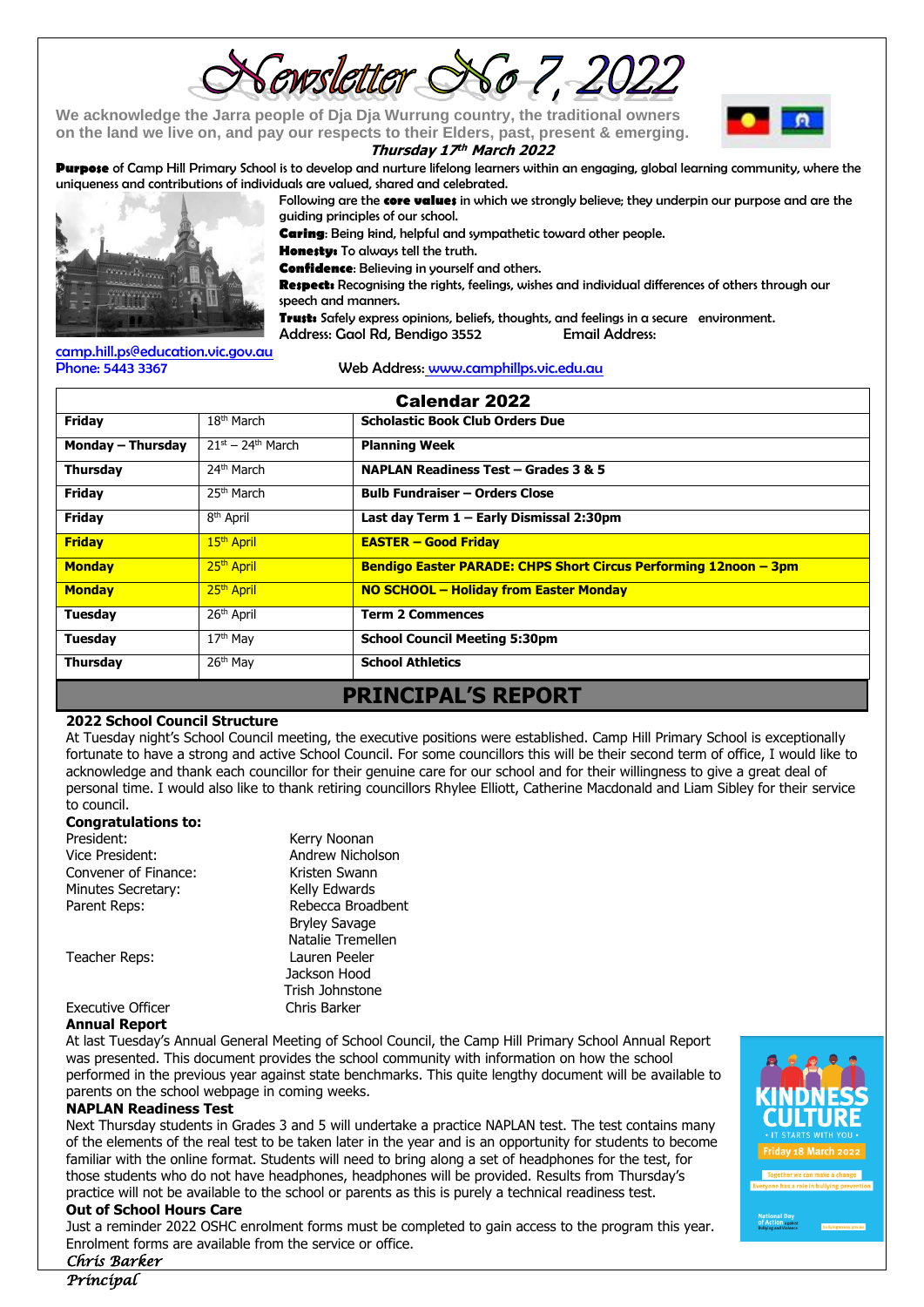# Newsletter No 7, 2022

We acknowledge the Jarra people of Dja Dja Wurrung country, the traditional owners on the land we live on, and pay our respects to their Elders, past, present & emerging.

***Thursday 17th March 2022***

**Purpose** of Camp Hill Primary School is to develop and nurture lifelong learners within an engaging, global learning community, where the uniqueness and contributions of individuals are valued, shared and celebrated.

Following are the **core values** in which we strongly believe; they underpin our purpose and are the guiding principles of our school.

**Caring**: Being kind, helpful and sympathetic toward other people.

**Honesty:** To always tell the truth.

**Confidence**: Believing in yourself and others.

**Respect:** Recognising the rights, feelings, wishes and individual differences of others through our speech and manners.

**Trust:** Safely express opinions, beliefs, thoughts, and feelings in a secure environment.

Address: Gaol Rd, Bendigo 3552 Email Address: camp.hill.ps@education.vic.gov.au

Phone: 5443 3367 Web Address: www.camphillps.vic.edu.au

| Calendar 2022 | | |
|---|---|---|
| **Friday** | 18th March | **Scholastic Book Club Orders Due** |
| **Monday – Thursday** | 21st – 24th March | **Planning Week** |
| **Thursday** | 24th March | **NAPLAN Readiness Test – Grades 3 & 5** |
| **Friday** | 25th March | **Bulb Fundraiser – Orders Close** |
| **Friday** | 8th April | **Last day Term 1 – Early Dismissal 2:30pm** |
| **Friday** | 15th April | **EASTER – Good Friday** |
| **Monday** | 25th April | **Bendigo Easter PARADE: CHPS Short Circus Performing 12noon – 3pm** |
| **Monday** | 25th April | **NO SCHOOL – Holiday from Easter Monday** |
| **Tuesday** | 26th April | **Term 2 Commences** |
| **Tuesday** | 17th May | **School Council Meeting 5:30pm** |
| **Thursday** | 26th May | **School Athletics** |

## PRINCIPAL'S REPORT

**2022 School Council Structure**

At Tuesday night's School Council meeting, the executive positions were established. Camp Hill Primary School is exceptionally fortunate to have a strong and active School Council. For some councillors this will be their second term of office, I would like to acknowledge and thank each councillor for their genuine care for our school and for their willingness to give a great deal of personal time. I would also like to thank retiring councillors Rhylee Elliott, Catherine Macdonald and Liam Sibley for their service to council.

**Congratulations to:**

| | |
|---|---|
| President: | Kerry Noonan |
| Vice President: | Andrew Nicholson |
| Convener of Finance: | Kristen Swann |
| Minutes Secretary: | Kelly Edwards |
| Parent Reps: | Rebecca Broadbent |
| | Bryley Savage |
| | Natalie Tremellen |
| Teacher Reps: | Lauren Peeler |
| | Jackson Hood |
| | Trish Johnstone |
| Executive Officer | Chris Barker |

**Annual Report**

At last Tuesday's Annual General Meeting of School Council, the Camp Hill Primary School Annual Report was presented. This document provides the school community with information on how the school performed in the previous year against state benchmarks. This quite lengthy document will be available to parents on the school webpage in coming weeks.

**NAPLAN Readiness Test**

Next Thursday students in Grades 3 and 5 will undertake a practice NAPLAN test. The test contains many of the elements of the real test to be taken later in the year and is an opportunity for students to become familiar with the online format. Students will need to bring along a set of headphones for the test, for those students who do not have headphones, headphones will be provided. Results from Thursday's practice will not be available to the school or parents as this is purely a technical readiness test.

**Out of School Hours Care**

Just a reminder 2022 OSHC enrolment forms must be completed to gain access to the program this year. Enrolment forms are available from the service or office.

*Chris Barker*

*Principal*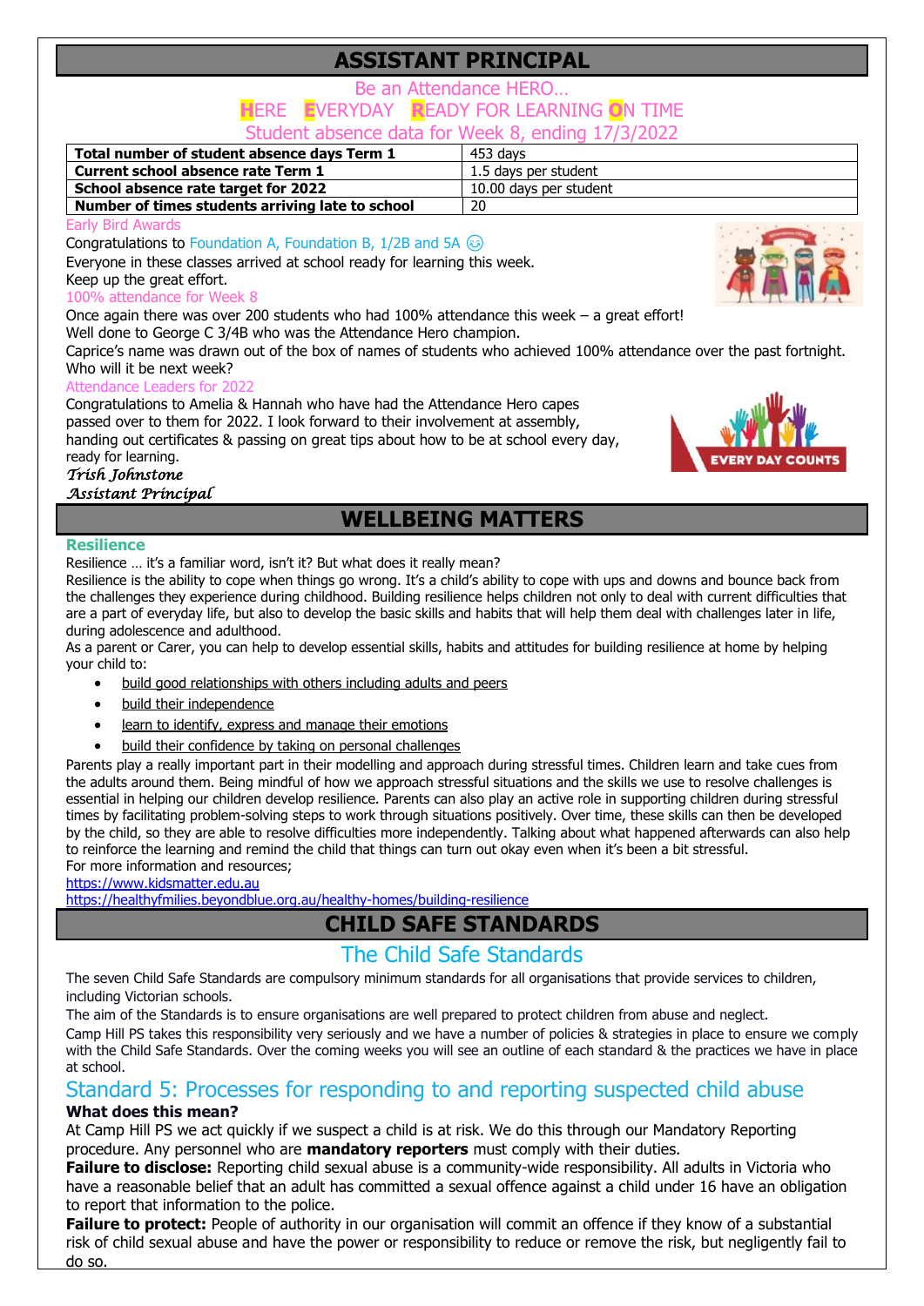## ASSISTANT PRINCIPAL

Be an Attendance HERO…

**H**ERE **E**VERYDAY **R**EADY FOR LEARNING **O**N TIME

Student absence data for Week 8, ending 17/3/2022

| **Total number of student absence days Term 1** | 453 days |
|---|---|
| **Current school absence rate Term 1** | 1.5 days per student |
| **School absence rate target for 2022** | 10.00 days per student |
| **Number of times students arriving late to school** | 20 |

### Early Bird Awards

Congratulations to Foundation A, Foundation B, 1/2B and 5A ☺

Everyone in these classes arrived at school ready for learning this week.

Keep up the great effort.

### 100% attendance for Week 8

Once again there was over 200 students who had 100% attendance this week – a great effort!

Well done to George C 3/4B who was the Attendance Hero champion.

Caprice's name was drawn out of the box of names of students who achieved 100% attendance over the past fortnight. Who will it be next week?

### Attendance Leaders for 2022

Congratulations to Amelia & Hannah who have had the Attendance Hero capes passed over to them for 2022. I look forward to their involvement at assembly, handing out certificates & passing on great tips about how to be at school every day, ready for learning.

*Trish Johnstone*
*Assistant Principal*

## WELLBEING MATTERS

### Resilience

Resilience … it's a familiar word, isn't it? But what does it really mean?

Resilience is the ability to cope when things go wrong. It's a child's ability to cope with ups and downs and bounce back from the challenges they experience during childhood. Building resilience helps children not only to deal with current difficulties that are a part of everyday life, but also to develop the basic skills and habits that will help them deal with challenges later in life, during adolescence and adulthood.

As a parent or Carer, you can help to develop essential skills, habits and attitudes for building resilience at home by helping your child to:

- build good relationships with others including adults and peers
- build their independence
- learn to identify, express and manage their emotions
- build their confidence by taking on personal challenges

Parents play a really important part in their modelling and approach during stressful times. Children learn and take cues from the adults around them. Being mindful of how we approach stressful situations and the skills we use to resolve challenges is essential in helping our children develop resilience. Parents can also play an active role in supporting children during stressful times by facilitating problem-solving steps to work through situations positively. Over time, these skills can then be developed by the child, so they are able to resolve difficulties more independently. Talking about what happened afterwards can also help to reinforce the learning and remind the child that things can turn out okay even when it's been a bit stressful.

For more information and resources;

https://www.kidsmatter.edu.au

https://healthyfmilies.beyondblue.org.au/healthy-homes/building-resilience

## CHILD SAFE STANDARDS

### The Child Safe Standards

The seven Child Safe Standards are compulsory minimum standards for all organisations that provide services to children, including Victorian schools.

The aim of the Standards is to ensure organisations are well prepared to protect children from abuse and neglect.

Camp Hill PS takes this responsibility very seriously and we have a number of policies & strategies in place to ensure we comply with the Child Safe Standards. Over the coming weeks you will see an outline of each standard & the practices we have in place at school.

### Standard 5: Processes for responding to and reporting suspected child abuse

**What does this mean?**

At Camp Hill PS we act quickly if we suspect a child is at risk. We do this through our Mandatory Reporting procedure. Any personnel who are **mandatory reporters** must comply with their duties.

**Failure to disclose:** Reporting child sexual abuse is a community-wide responsibility. All adults in Victoria who have a reasonable belief that an adult has committed a sexual offence against a child under 16 have an obligation to report that information to the police.

**Failure to protect:** People of authority in our organisation will commit an offence if they know of a substantial risk of child sexual abuse and have the power or responsibility to reduce or remove the risk, but negligently fail to do so.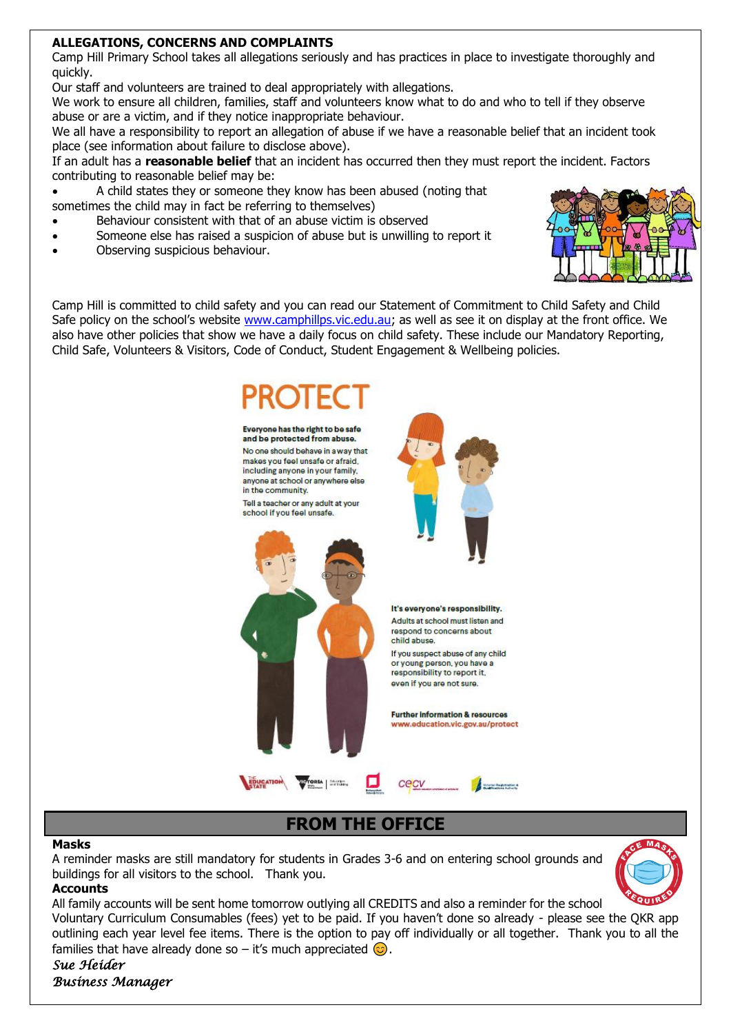**ALLEGATIONS, CONCERNS AND COMPLAINTS**

Camp Hill Primary School takes all allegations seriously and has practices in place to investigate thoroughly and quickly.

Our staff and volunteers are trained to deal appropriately with allegations.

We work to ensure all children, families, staff and volunteers know what to do and who to tell if they observe abuse or are a victim, and if they notice inappropriate behaviour.

We all have a responsibility to report an allegation of abuse if we have a reasonable belief that an incident took place (see information about failure to disclose above).

If an adult has a **reasonable belief** that an incident has occurred then they must report the incident. Factors contributing to reasonable belief may be:

- A child states they or someone they know has been abused (noting that sometimes the child may in fact be referring to themselves)
- Behaviour consistent with that of an abuse victim is observed
- Someone else has raised a suspicion of abuse but is unwilling to report it
- Observing suspicious behaviour.

Camp Hill is committed to child safety and you can read our Statement of Commitment to Child Safety and Child Safe policy on the school's website www.camphillps.vic.edu.au; as well as see it on display at the front office. We also have other policies that show we have a daily focus on child safety. These include our Mandatory Reporting, Child Safe, Volunteers & Visitors, Code of Conduct, Student Engagement & Wellbeing policies.

# PROTECT

**Everyone has the right to be safe and be protected from abuse.**

No one should behave in a way that makes you feel unsafe or afraid, including anyone in your family, anyone at school or anywhere else in the community.

Tell a teacher or any adult at your school if you feel unsafe.

**It's everyone's responsibility.**

Adults at school must listen and respond to concerns about child abuse.

If you suspect abuse of any child or young person, you have a responsibility to report it, even if you are not sure.

**Further information & resources**
www.education.vic.gov.au/protect

## FROM THE OFFICE

**Masks**

A reminder masks are still mandatory for students in Grades 3-6 and on entering school grounds and buildings for all visitors to the school. Thank you.

**Accounts**

All family accounts will be sent home tomorrow outlying all CREDITS and also a reminder for the school Voluntary Curriculum Consumables (fees) yet to be paid. If you haven't done so already - please see the QKR app outlining each year level fee items. There is the option to pay off individually or all together. Thank you to all the families that have already done so – it's much appreciated 😊.

*Sue Heider*
*Business Manager*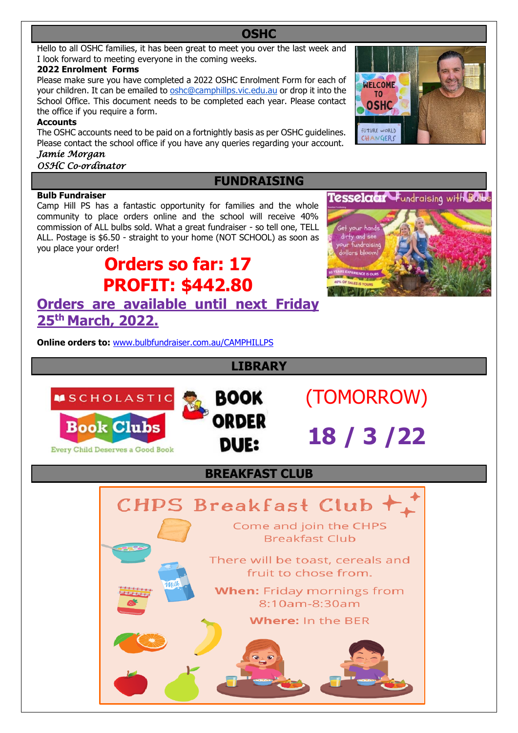## OSHC

Hello to all OSHC families, it has been great to meet you over the last week and I look forward to meeting everyone in the coming weeks.

**2022 Enrolment Forms**

Please make sure you have completed a 2022 OSHC Enrolment Form for each of your children. It can be emailed to oshc@camphillps.vic.edu.au or drop it into the School Office. This document needs to be completed each year. Please contact the office if you require a form.

**Accounts**

The OSHC accounts need to be paid on a fortnightly basis as per OSHC guidelines. Please contact the school office if you have any queries regarding your account.

*Jamie Morgan*
*OSHC Co-ordinator*

## FUNDRAISING

**Bulb Fundraiser**

Camp Hill PS has a fantastic opportunity for families and the whole community to place orders online and the school will receive 40% commission of ALL bulbs sold. What a great fundraiser - so tell one, TELL ALL. Postage is $6.50 - straight to your home (NOT SCHOOL) as soon as you place your order!

**Orders so far: 17**

**PROFIT: $442.80**

**Orders are available until next Friday 25th March, 2022.**

**Online orders to:** www.bulbfundraiser.com.au/CAMPHILLPS

## LIBRARY

SCHOLASTIC Book Clubs — Every Child Deserves a Good Book

**BOOK ORDER DUE:** (TOMORROW) **18 / 3 /22**

## BREAKFAST CLUB

**CHPS Breakfast Club**

Come and join the CHPS Breakfast Club

There will be toast, cereals and fruit to chose from.

**When:** Friday mornings from 8:10am-8:30am

**Where:** In the BER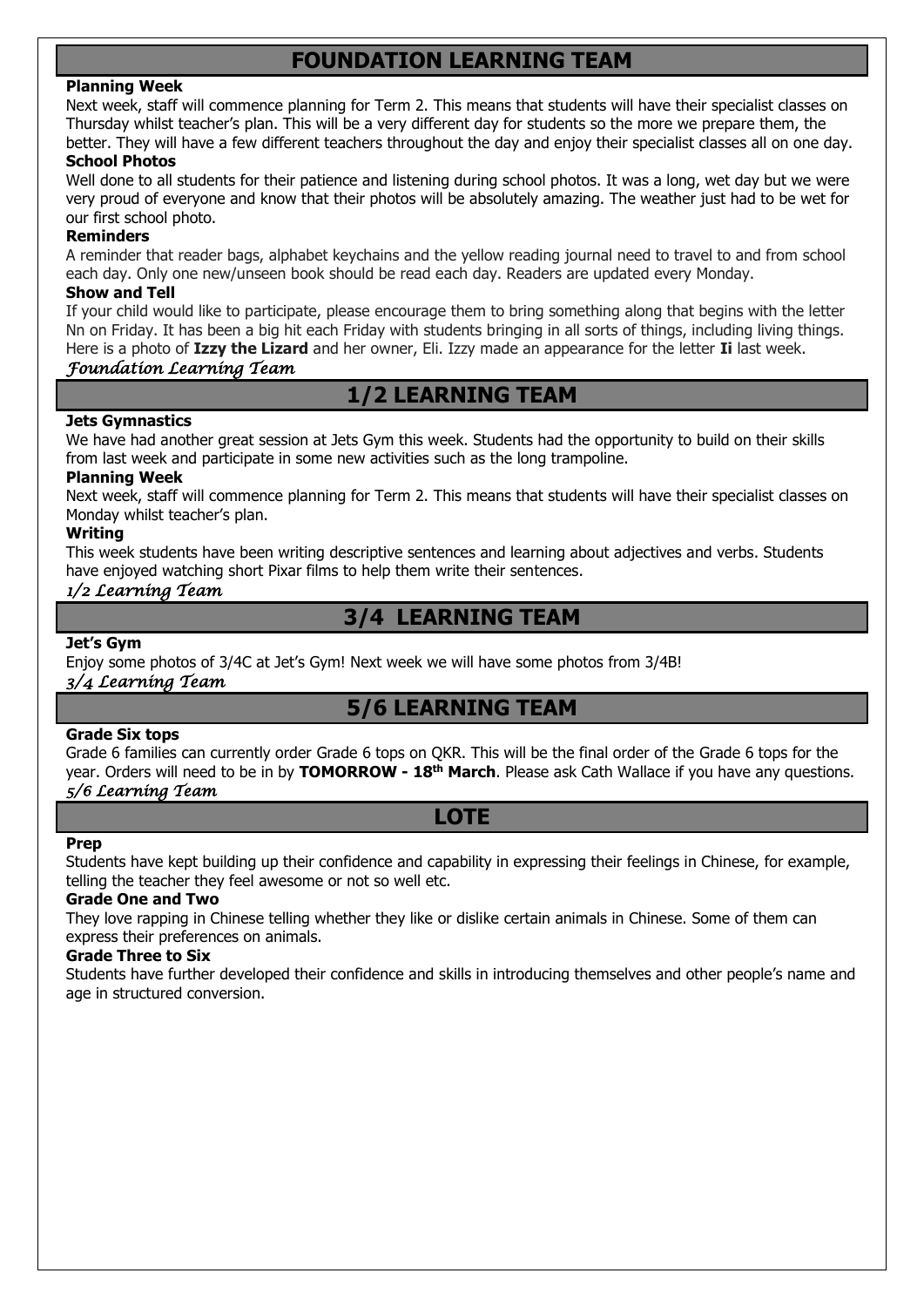## FOUNDATION LEARNING TEAM

**Planning Week**

Next week, staff will commence planning for Term 2. This means that students will have their specialist classes on Thursday whilst teacher's plan. This will be a very different day for students so the more we prepare them, the better. They will have a few different teachers throughout the day and enjoy their specialist classes all on one day.

**School Photos**

Well done to all students for their patience and listening during school photos. It was a long, wet day but we were very proud of everyone and know that their photos will be absolutely amazing. The weather just had to be wet for our first school photo.

**Reminders**

A reminder that reader bags, alphabet keychains and the yellow reading journal need to travel to and from school each day. Only one new/unseen book should be read each day. Readers are updated every Monday.

**Show and Tell**

If your child would like to participate, please encourage them to bring something along that begins with the letter Nn on Friday. It has been a big hit each Friday with students bringing in all sorts of things, including living things. Here is a photo of **Izzy the Lizard** and her owner, Eli. Izzy made an appearance for the letter **Ii** last week.

*Foundation Learning Team*

## 1/2 LEARNING TEAM

**Jets Gymnastics**

We have had another great session at Jets Gym this week. Students had the opportunity to build on their skills from last week and participate in some new activities such as the long trampoline.

**Planning Week**

Next week, staff will commence planning for Term 2. This means that students will have their specialist classes on Monday whilst teacher's plan.

**Writing**

This week students have been writing descriptive sentences and learning about adjectives and verbs. Students have enjoyed watching short Pixar films to help them write their sentences.

*1/2 Learning Team*

## 3/4 LEARNING TEAM

**Jet's Gym**

Enjoy some photos of 3/4C at Jet's Gym! Next week we will have some photos from 3/4B!

*3/4 Learning Team*

## 5/6 LEARNING TEAM

**Grade Six tops**

Grade 6 families can currently order Grade 6 tops on QKR. This will be the final order of the Grade 6 tops for the year. Orders will need to be in by **TOMORROW - 18th March**. Please ask Cath Wallace if you have any questions.

*5/6 Learning Team*

## LOTE

**Prep**

Students have kept building up their confidence and capability in expressing their feelings in Chinese, for example, telling the teacher they feel awesome or not so well etc.

**Grade One and Two**

They love rapping in Chinese telling whether they like or dislike certain animals in Chinese. Some of them can express their preferences on animals.

**Grade Three to Six**

Students have further developed their confidence and skills in introducing themselves and other people's name and age in structured conversion.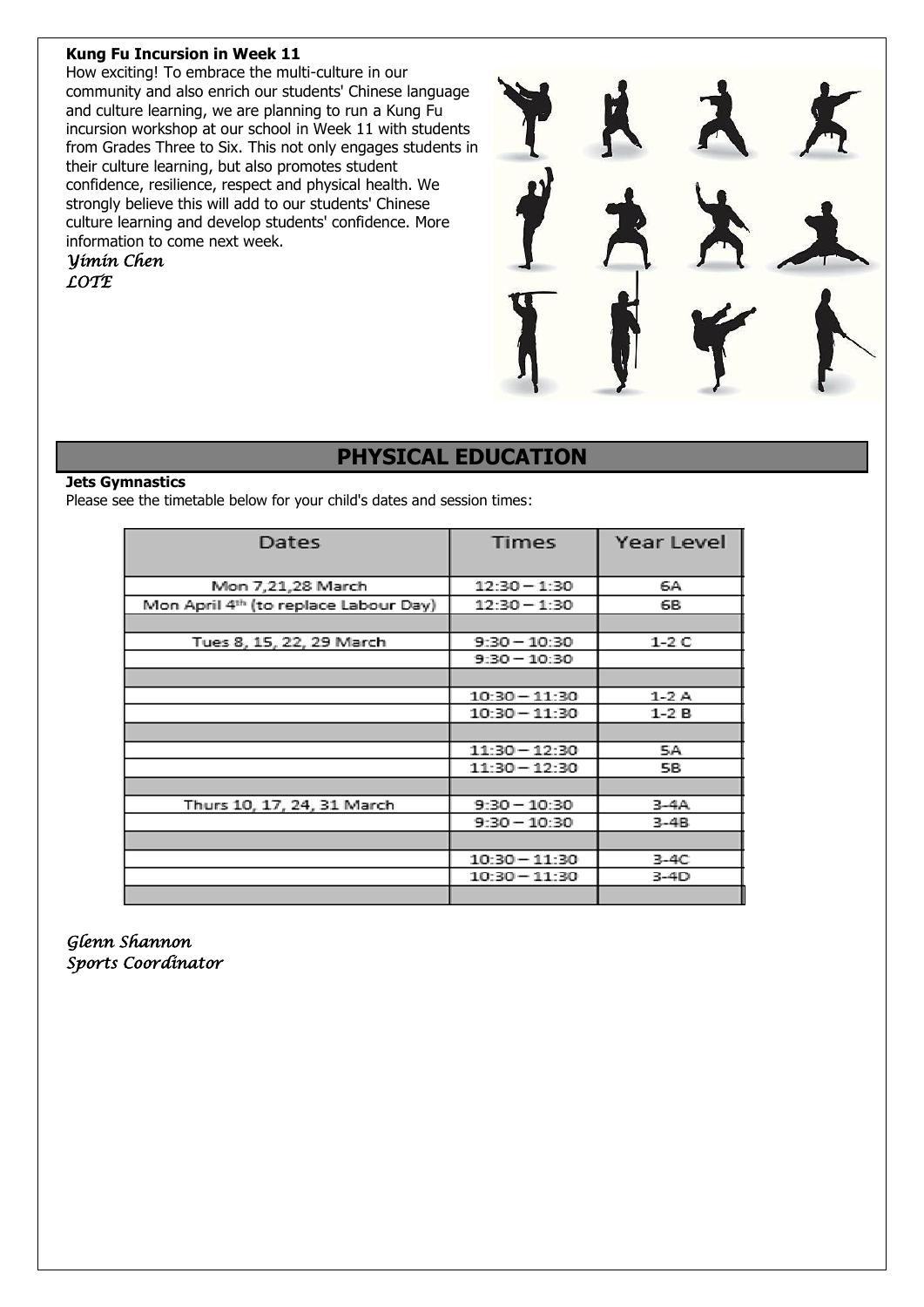**Kung Fu Incursion in Week 11**

How exciting! To embrace the multi-culture in our community and also enrich our students' Chinese language and culture learning, we are planning to run a Kung Fu incursion workshop at our school in Week 11 with students from Grades Three to Six. This not only engages students in their culture learning, but also promotes student confidence, resilience, respect and physical health. We strongly believe this will add to our students' Chinese culture learning and develop students' confidence. More information to come next week.

*Yimin Chen*
*LOTE*

## PHYSICAL EDUCATION

**Jets Gymnastics**

Please see the timetable below for your child's dates and session times:

| Dates | Times | Year Level |
|---|---|---|
| Mon 7,21,28 March | 12:30 – 1:30 | 6A |
| Mon April 4th (to replace Labour Day) | 12:30 – 1:30 | 6B |
| | | |
| Tues 8, 15, 22, 29 March | 9:30 – 10:30 | 1-2 C |
| | 9:30 – 10:30 | |
| | | |
| | 10:30 – 11:30 | 1-2 A |
| | 10:30 – 11:30 | 1-2 B |
| | | |
| | 11:30 – 12:30 | 5A |
| | 11:30 – 12:30 | 5B |
| | | |
| Thurs 10, 17, 24, 31 March | 9:30 – 10:30 | 3-4A |
| | 9:30 – 10:30 | 3-4B |
| | | |
| | 10:30 – 11:30 | 3-4C |
| | 10:30 – 11:30 | 3-4D |
| | | |

*Glenn Shannon*
*Sports Coordinator*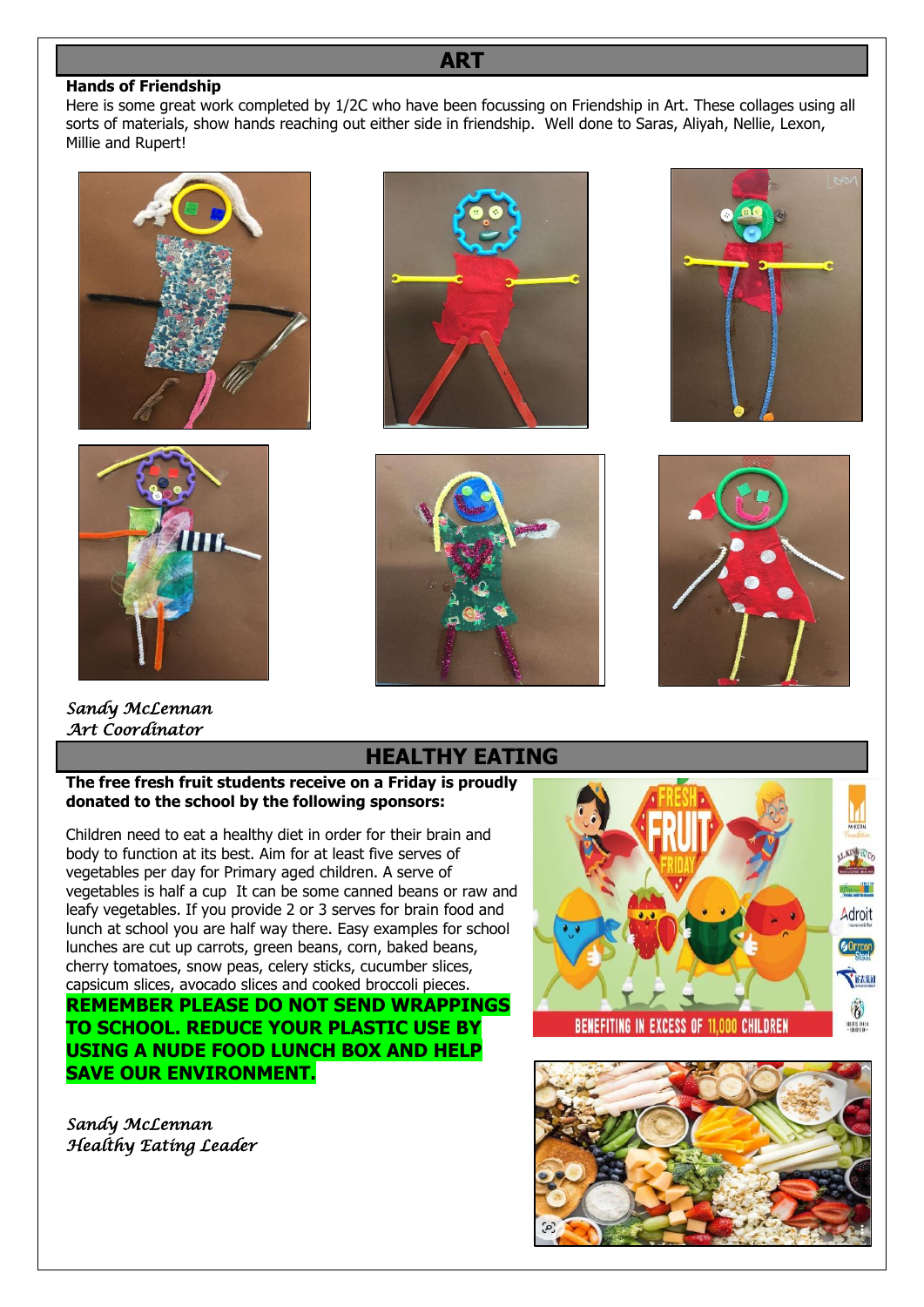## ART

**Hands of Friendship**

Here is some great work completed by 1/2C who have been focussing on Friendship in Art. These collages using all sorts of materials, show hands reaching out either side in friendship. Well done to Saras, Aliyah, Nellie, Lexon, Millie and Rupert!

*Sandy McLennan*
*Art Coordinator*

## HEALTHY EATING

**The free fresh fruit students receive on a Friday is proudly donated to the school by the following sponsors:**

Children need to eat a healthy diet in order for their brain and body to function at its best. Aim for at least five serves of vegetables per day for Primary aged children. A serve of vegetables is half a cup It can be some canned beans or raw and leafy vegetables. If you provide 2 or 3 serves for brain food and lunch at school you are half way there. Easy examples for school lunches are cut up carrots, green beans, corn, baked beans, cherry tomatoes, snow peas, celery sticks, cucumber slices, capsicum slices, avocado slices and cooked broccoli pieces.

**REMEMBER PLEASE DO NOT SEND WRAPPINGS TO SCHOOL. REDUCE YOUR PLASTIC USE BY USING A NUDE FOOD LUNCH BOX AND HELP SAVE OUR ENVIRONMENT.**

*Sandy McLennan*
*Healthy Eating Leader*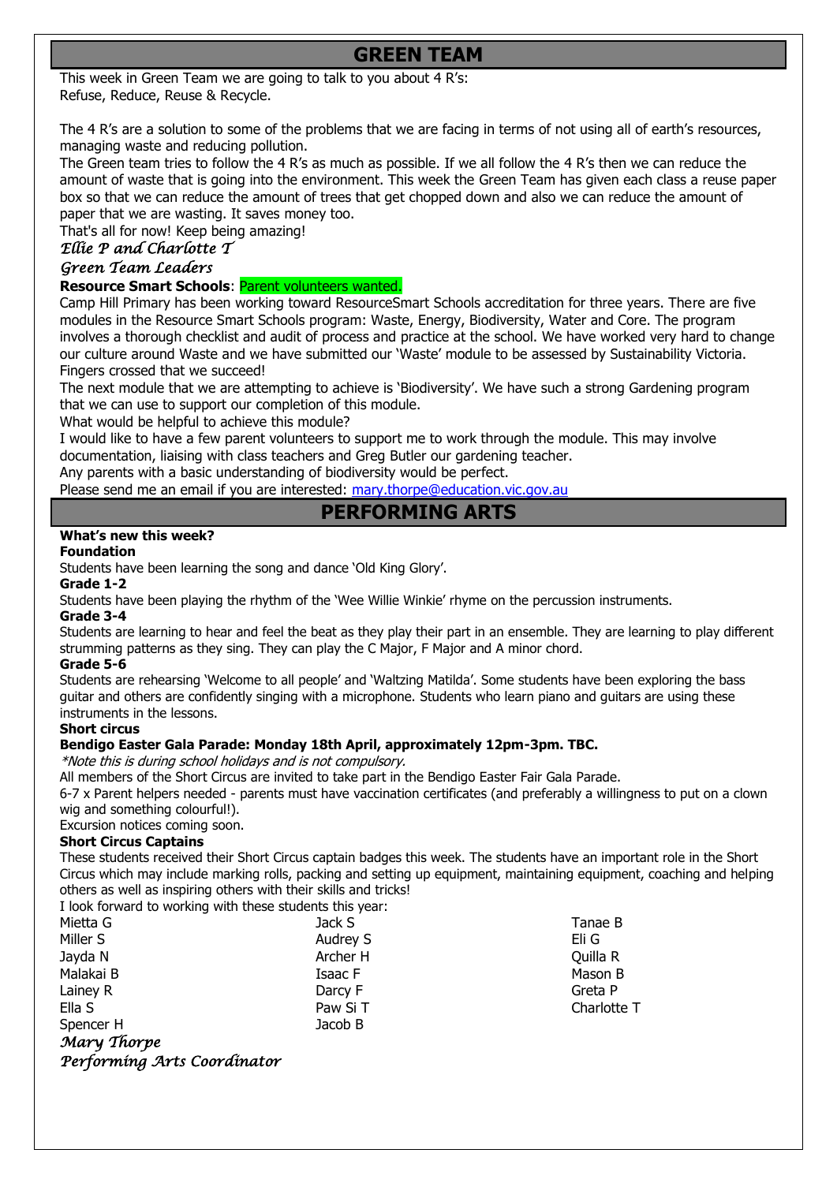## GREEN TEAM

This week in Green Team we are going to talk to you about 4 R's:
Refuse, Reduce, Reuse & Recycle.

The 4 R's are a solution to some of the problems that we are facing in terms of not using all of earth's resources, managing waste and reducing pollution.

The Green team tries to follow the 4 R's as much as possible. If we all follow the 4 R's then we can reduce the amount of waste that is going into the environment. This week the Green Team has given each class a reuse paper box so that we can reduce the amount of trees that get chopped down and also we can reduce the amount of paper that we are wasting. It saves money too.

That's all for now! Keep being amazing!

*Ellie P and Charlotte T*

*Green Team Leaders*

**Resource Smart Schools**: Parent volunteers wanted.

Camp Hill Primary has been working toward ResourceSmart Schools accreditation for three years. There are five modules in the Resource Smart Schools program: Waste, Energy, Biodiversity, Water and Core. The program involves a thorough checklist and audit of process and practice at the school. We have worked very hard to change our culture around Waste and we have submitted our 'Waste' module to be assessed by Sustainability Victoria. Fingers crossed that we succeed!

The next module that we are attempting to achieve is 'Biodiversity'. We have such a strong Gardening program that we can use to support our completion of this module.

What would be helpful to achieve this module?

I would like to have a few parent volunteers to support me to work through the module. This may involve documentation, liaising with class teachers and Greg Butler our gardening teacher.

Any parents with a basic understanding of biodiversity would be perfect.

Please send me an email if you are interested: mary.thorpe@education.vic.gov.au

## PERFORMING ARTS

**What's new this week?**

**Foundation**

Students have been learning the song and dance 'Old King Glory'.

**Grade 1-2**

Students have been playing the rhythm of the 'Wee Willie Winkie' rhyme on the percussion instruments.

**Grade 3-4**

Students are learning to hear and feel the beat as they play their part in an ensemble. They are learning to play different strumming patterns as they sing. They can play the C Major, F Major and A minor chord.

**Grade 5-6**

Students are rehearsing 'Welcome to all people' and 'Waltzing Matilda'. Some students have been exploring the bass guitar and others are confidently singing with a microphone. Students who learn piano and guitars are using these instruments in the lessons.

**Short circus**

**Bendigo Easter Gala Parade: Monday 18th April, approximately 12pm-3pm. TBC.**

*\*Note this is during school holidays and is not compulsory.*

All members of the Short Circus are invited to take part in the Bendigo Easter Fair Gala Parade.

6-7 x Parent helpers needed - parents must have vaccination certificates (and preferably a willingness to put on a clown wig and something colourful!).

Excursion notices coming soon.

**Short Circus Captains**

These students received their Short Circus captain badges this week. The students have an important role in the Short Circus which may include marking rolls, packing and setting up equipment, maintaining equipment, coaching and helping others as well as inspiring others with their skills and tricks!

I look forward to working with these students this year:

- Mietta G
- Miller S
- Jayda N
- Malakai B
- Lainey R
- Ella S
- Spencer H
- Jack S
- Audrey S
- Archer H
- Isaac F
- Darcy F
- Paw Si T
- Jacob B
- Tanae B
- Eli G
- Quilla R
- Mason B
- Greta P
- Charlotte T

*Mary Thorpe*

*Performing Arts Coordinator*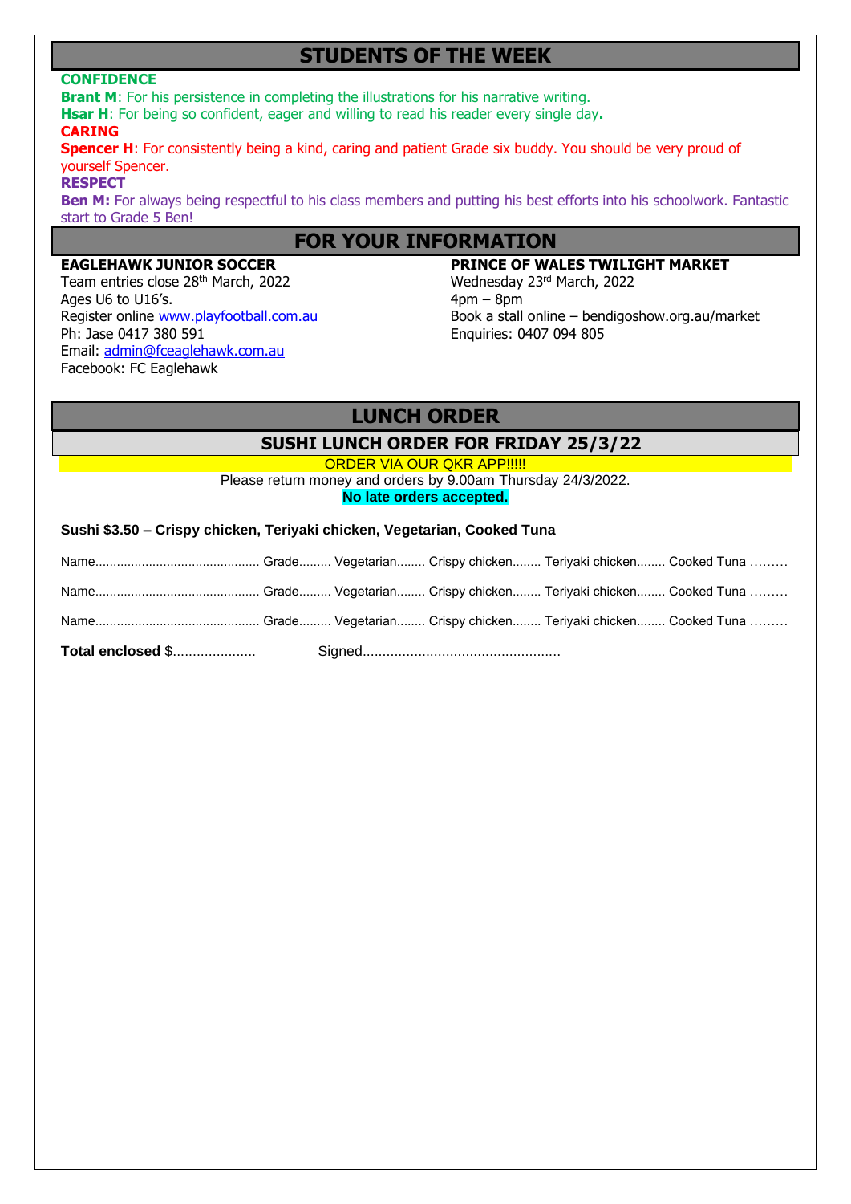## STUDENTS OF THE WEEK

**CONFIDENCE**

**Brant M**: For his persistence in completing the illustrations for his narrative writing.

**Hsar H**: For being so confident, eager and willing to read his reader every single day**.**

**CARING**

**Spencer H**: For consistently being a kind, caring and patient Grade six buddy. You should be very proud of yourself Spencer.

**RESPECT**

**Ben M:** For always being respectful to his class members and putting his best efforts into his schoolwork. Fantastic start to Grade 5 Ben!

## FOR YOUR INFORMATION

**EAGLEHAWK JUNIOR SOCCER**

Team entries close 28th March, 2022
Ages U6 to U16's.
Register online www.playfootball.com.au
Ph: Jase 0417 380 591
Email: admin@fceaglehawk.com.au
Facebook: FC Eaglehawk

**PRINCE OF WALES TWILIGHT MARKET**

Wednesday 23rd March, 2022
4pm – 8pm
Book a stall online – bendigoshow.org.au/market
Enquiries: 0407 094 805

## LUNCH ORDER

### SUSHI LUNCH ORDER FOR FRIDAY 25/3/22

ORDER VIA OUR QKR APP!!!!!

Please return money and orders by 9.00am Thursday 24/3/2022.

**No late orders accepted.**

**Sushi $3.50 – Crispy chicken, Teriyaki chicken, Vegetarian, Cooked Tuna**

Name.............................................. Grade......... Vegetarian........ Crispy chicken........ Teriyaki chicken........ Cooked Tuna ………

Name.............................................. Grade......... Vegetarian........ Crispy chicken........ Teriyaki chicken........ Cooked Tuna ………

Name.............................................. Grade......... Vegetarian........ Crispy chicken........ Teriyaki chicken........ Cooked Tuna ………

**Total enclosed** $.................... Signed..................................................